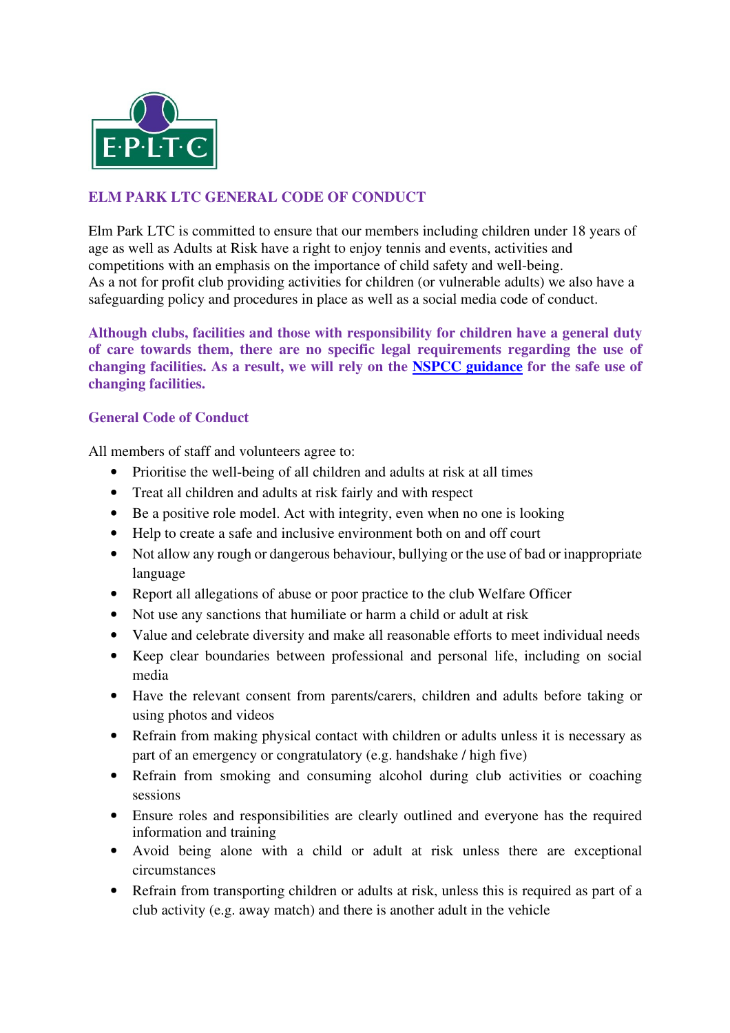E·P·L·T·C

## ELM PARK LTC GENERAL CODE OF CONDUCT

Elm Park LTC is committed to ensure that our members including children under 18 years of age as well as Adults at Risk have a right to enjoy tennis and events, activities and competitions with an emphasis on the importance of child safety and well-being.
As a not for profit club providing activities for children (or vulnerable adults) we also have a safeguarding policy and procedures in place as well as a social media code of conduct.

**Although clubs, facilities and those with responsibility for children have a general duty of care towards them, there are no specific legal requirements regarding the use of changing facilities. As a result, we will rely on the NSPCC guidance for the safe use of changing facilities.**

### General Code of Conduct

All members of staff and volunteers agree to:

- Prioritise the well-being of all children and adults at risk at all times
- Treat all children and adults at risk fairly and with respect
- Be a positive role model. Act with integrity, even when no one is looking
- Help to create a safe and inclusive environment both on and off court
- Not allow any rough or dangerous behaviour, bullying or the use of bad or inappropriate language
- Report all allegations of abuse or poor practice to the club Welfare Officer
- Not use any sanctions that humiliate or harm a child or adult at risk
- Value and celebrate diversity and make all reasonable efforts to meet individual needs
- Keep clear boundaries between professional and personal life, including on social media
- Have the relevant consent from parents/carers, children and adults before taking or using photos and videos
- Refrain from making physical contact with children or adults unless it is necessary as part of an emergency or congratulatory (e.g. handshake / high five)
- Refrain from smoking and consuming alcohol during club activities or coaching sessions
- Ensure roles and responsibilities are clearly outlined and everyone has the required information and training
- Avoid being alone with a child or adult at risk unless there are exceptional circumstances
- Refrain from transporting children or adults at risk, unless this is required as part of a club activity (e.g. away match) and there is another adult in the vehicle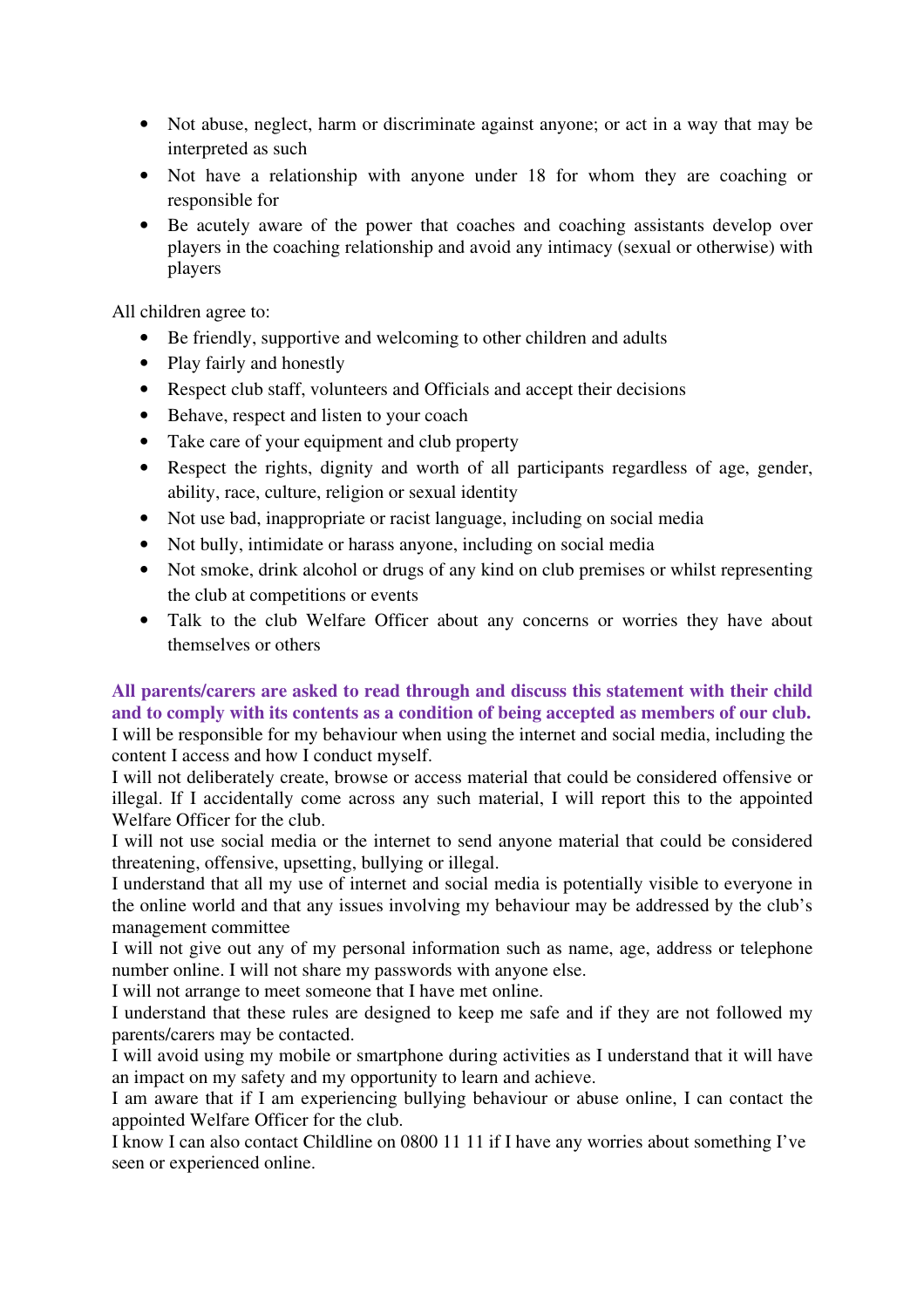- Not abuse, neglect, harm or discriminate against anyone; or act in a way that may be interpreted as such
- Not have a relationship with anyone under 18 for whom they are coaching or responsible for
- Be acutely aware of the power that coaches and coaching assistants develop over players in the coaching relationship and avoid any intimacy (sexual or otherwise) with players

All children agree to:

- Be friendly, supportive and welcoming to other children and adults
- Play fairly and honestly
- Respect club staff, volunteers and Officials and accept their decisions
- Behave, respect and listen to your coach
- Take care of your equipment and club property
- Respect the rights, dignity and worth of all participants regardless of age, gender, ability, race, culture, religion or sexual identity
- Not use bad, inappropriate or racist language, including on social media
- Not bully, intimidate or harass anyone, including on social media
- Not smoke, drink alcohol or drugs of any kind on club premises or whilst representing the club at competitions or events
- Talk to the club Welfare Officer about any concerns or worries they have about themselves or others

**All parents/carers are asked to read through and discuss this statement with their child and to comply with its contents as a condition of being accepted as members of our club.**

I will be responsible for my behaviour when using the internet and social media, including the content I access and how I conduct myself.

I will not deliberately create, browse or access material that could be considered offensive or illegal. If I accidentally come across any such material, I will report this to the appointed Welfare Officer for the club.

I will not use social media or the internet to send anyone material that could be considered threatening, offensive, upsetting, bullying or illegal.

I understand that all my use of internet and social media is potentially visible to everyone in the online world and that any issues involving my behaviour may be addressed by the club's management committee

I will not give out any of my personal information such as name, age, address or telephone number online. I will not share my passwords with anyone else.

I will not arrange to meet someone that I have met online.

I understand that these rules are designed to keep me safe and if they are not followed my parents/carers may be contacted.

I will avoid using my mobile or smartphone during activities as I understand that it will have an impact on my safety and my opportunity to learn and achieve.

I am aware that if I am experiencing bullying behaviour or abuse online, I can contact the appointed Welfare Officer for the club.

I know I can also contact Childline on 0800 11 11 if I have any worries about something I've seen or experienced online.